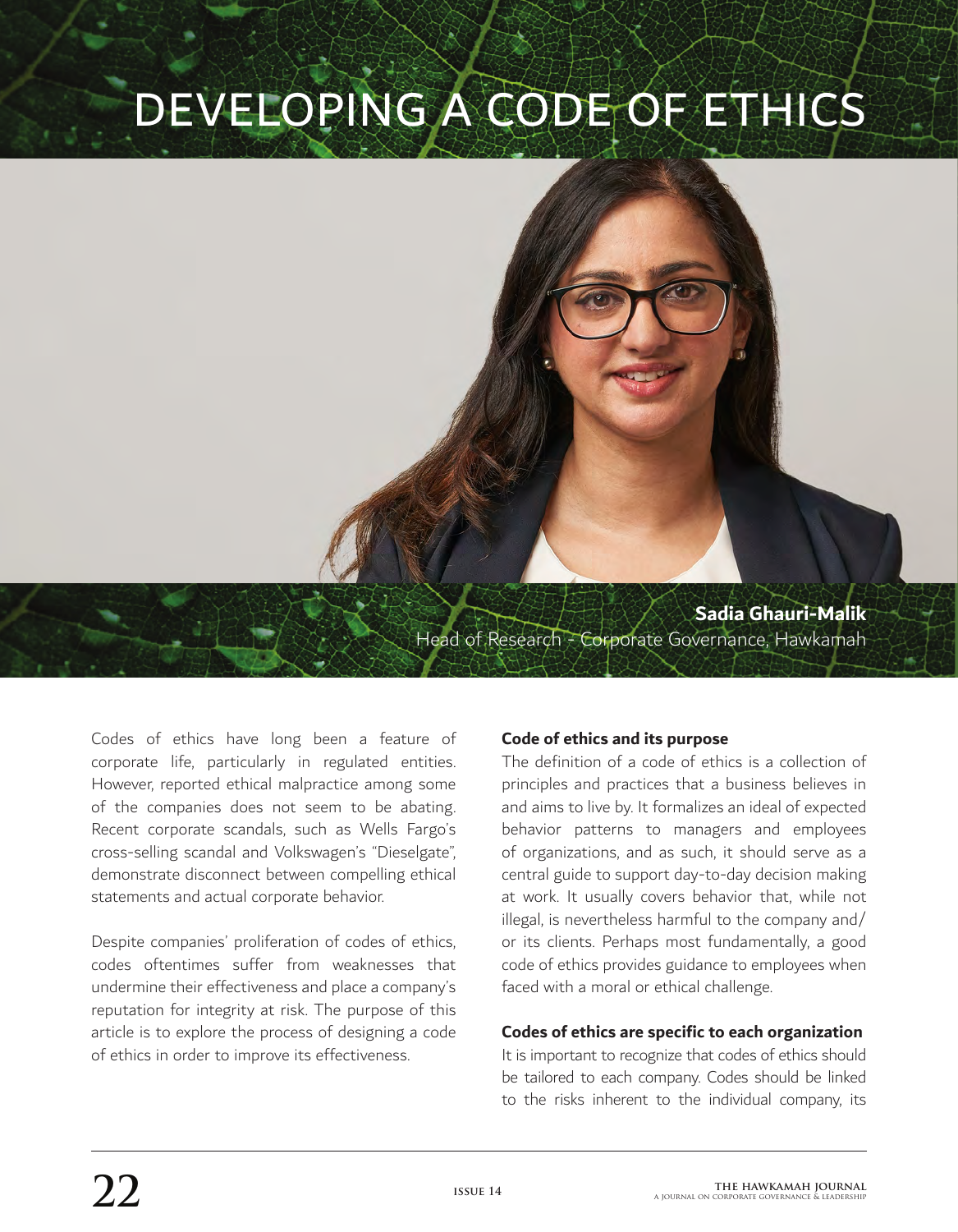# DEVELOPING A CODE OF ETHICS

**Sadia Ghauri-Malik**
Head of Research - Corporate Governance, Hawkamah

Codes of ethics have long been a feature of corporate life, particularly in regulated entities. However, reported ethical malpractice among some of the companies does not seem to be abating. Recent corporate scandals, such as Wells Fargo's cross-selling scandal and Volkswagen's "Dieselgate", demonstrate disconnect between compelling ethical statements and actual corporate behavior.

Despite companies' proliferation of codes of ethics, codes oftentimes suffer from weaknesses that undermine their effectiveness and place a company's reputation for integrity at risk. The purpose of this article is to explore the process of designing a code of ethics in order to improve its effectiveness.

**Code of ethics and its purpose**

The definition of a code of ethics is a collection of principles and practices that a business believes in and aims to live by. It formalizes an ideal of expected behavior patterns to managers and employees of organizations, and as such, it should serve as a central guide to support day-to-day decision making at work. It usually covers behavior that, while not illegal, is nevertheless harmful to the company and/or its clients. Perhaps most fundamentally, a good code of ethics provides guidance to employees when faced with a moral or ethical challenge.

**Codes of ethics are specific to each organization**

It is important to recognize that codes of ethics should be tailored to each company. Codes should be linked to the risks inherent to the individual company, its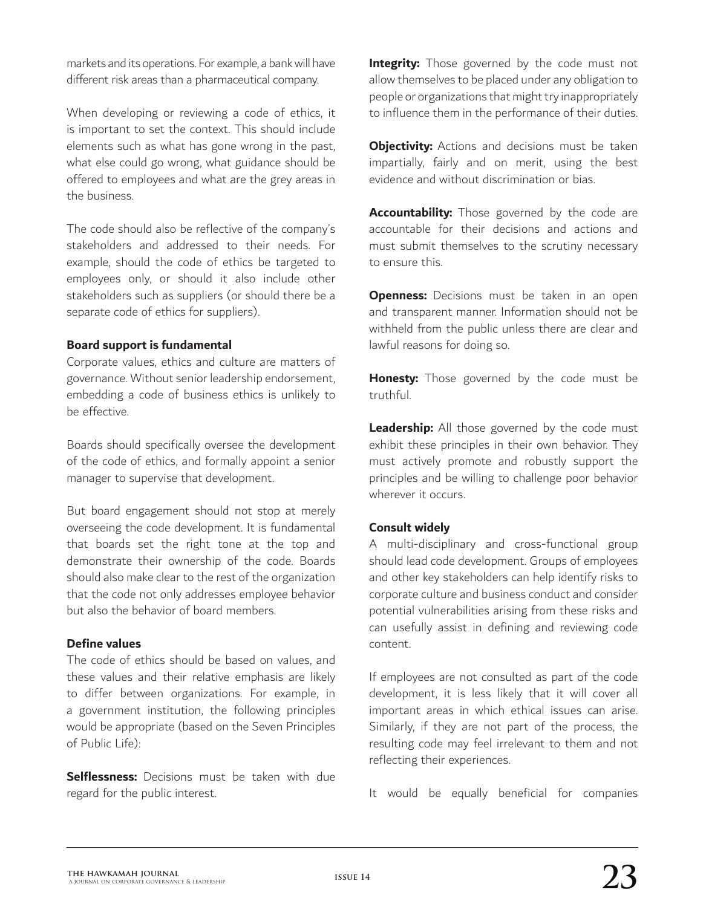markets and its operations. For example, a bank will have different risk areas than a pharmaceutical company.

When developing or reviewing a code of ethics, it is important to set the context. This should include elements such as what has gone wrong in the past, what else could go wrong, what guidance should be offered to employees and what are the grey areas in the business.

The code should also be reflective of the company's stakeholders and addressed to their needs. For example, should the code of ethics be targeted to employees only, or should it also include other stakeholders such as suppliers (or should there be a separate code of ethics for suppliers).

**Board support is fundamental**

Corporate values, ethics and culture are matters of governance. Without senior leadership endorsement, embedding a code of business ethics is unlikely to be effective.

Boards should specifically oversee the development of the code of ethics, and formally appoint a senior manager to supervise that development.

But board engagement should not stop at merely overseeing the code development. It is fundamental that boards set the right tone at the top and demonstrate their ownership of the code. Boards should also make clear to the rest of the organization that the code not only addresses employee behavior but also the behavior of board members.

**Define values**

The code of ethics should be based on values, and these values and their relative emphasis are likely to differ between organizations. For example, in a government institution, the following principles would be appropriate (based on the Seven Principles of Public Life):

**Selflessness:** Decisions must be taken with due regard for the public interest.

**Integrity:** Those governed by the code must not allow themselves to be placed under any obligation to people or organizations that might try inappropriately to influence them in the performance of their duties.

**Objectivity:** Actions and decisions must be taken impartially, fairly and on merit, using the best evidence and without discrimination or bias.

**Accountability:** Those governed by the code are accountable for their decisions and actions and must submit themselves to the scrutiny necessary to ensure this.

**Openness:** Decisions must be taken in an open and transparent manner. Information should not be withheld from the public unless there are clear and lawful reasons for doing so.

**Honesty:** Those governed by the code must be truthful.

**Leadership:** All those governed by the code must exhibit these principles in their own behavior. They must actively promote and robustly support the principles and be willing to challenge poor behavior wherever it occurs.

**Consult widely**

A multi-disciplinary and cross-functional group should lead code development. Groups of employees and other key stakeholders can help identify risks to corporate culture and business conduct and consider potential vulnerabilities arising from these risks and can usefully assist in defining and reviewing code content.

If employees are not consulted as part of the code development, it is less likely that it will cover all important areas in which ethical issues can arise. Similarly, if they are not part of the process, the resulting code may feel irrelevant to them and not reflecting their experiences.

It would be equally beneficial for companies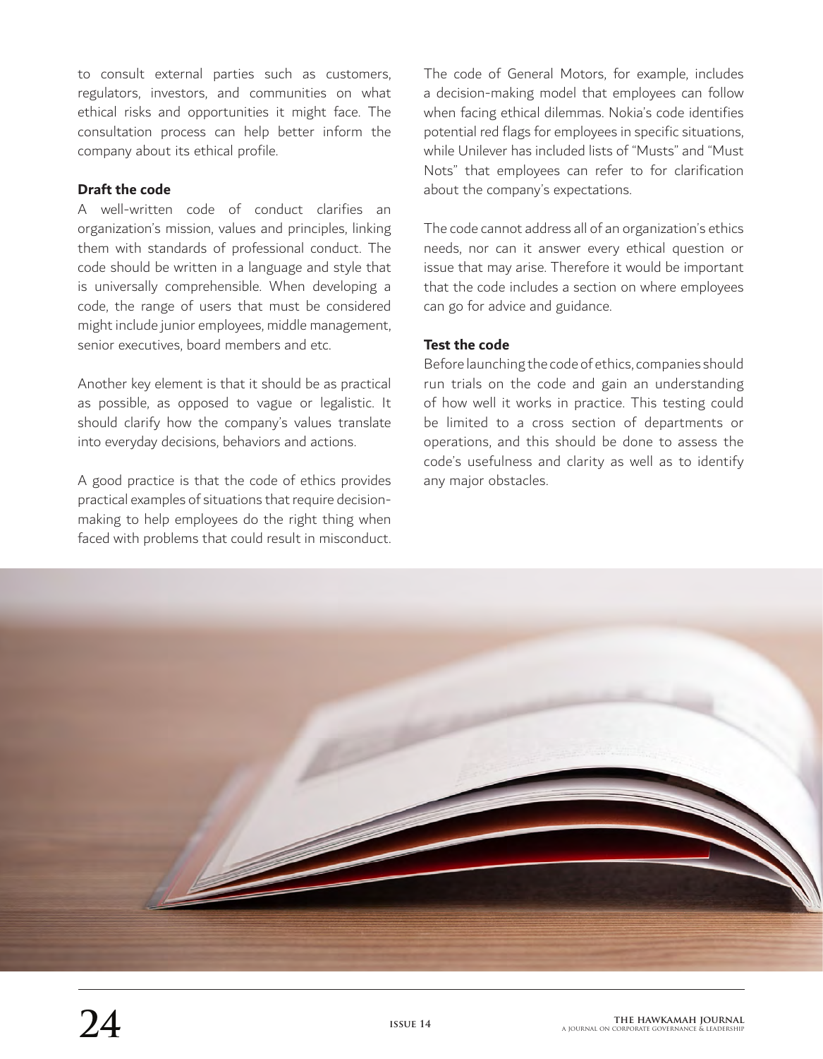to consult external parties such as customers, regulators, investors, and communities on what ethical risks and opportunities it might face. The consultation process can help better inform the company about its ethical profile.

**Draft the code**

A well-written code of conduct clarifies an organization's mission, values and principles, linking them with standards of professional conduct. The code should be written in a language and style that is universally comprehensible. When developing a code, the range of users that must be considered might include junior employees, middle management, senior executives, board members and etc.

Another key element is that it should be as practical as possible, as opposed to vague or legalistic. It should clarify how the company's values translate into everyday decisions, behaviors and actions.

A good practice is that the code of ethics provides practical examples of situations that require decision-making to help employees do the right thing when faced with problems that could result in misconduct. The code of General Motors, for example, includes a decision-making model that employees can follow when facing ethical dilemmas. Nokia's code identifies potential red flags for employees in specific situations, while Unilever has included lists of "Musts" and "Must Nots" that employees can refer to for clarification about the company's expectations.

The code cannot address all of an organization's ethics needs, nor can it answer every ethical question or issue that may arise. Therefore it would be important that the code includes a section on where employees can go for advice and guidance.

**Test the code**

Before launching the code of ethics, companies should run trials on the code and gain an understanding of how well it works in practice. This testing could be limited to a cross section of departments or operations, and this should be done to assess the code's usefulness and clarity as well as to identify any major obstacles.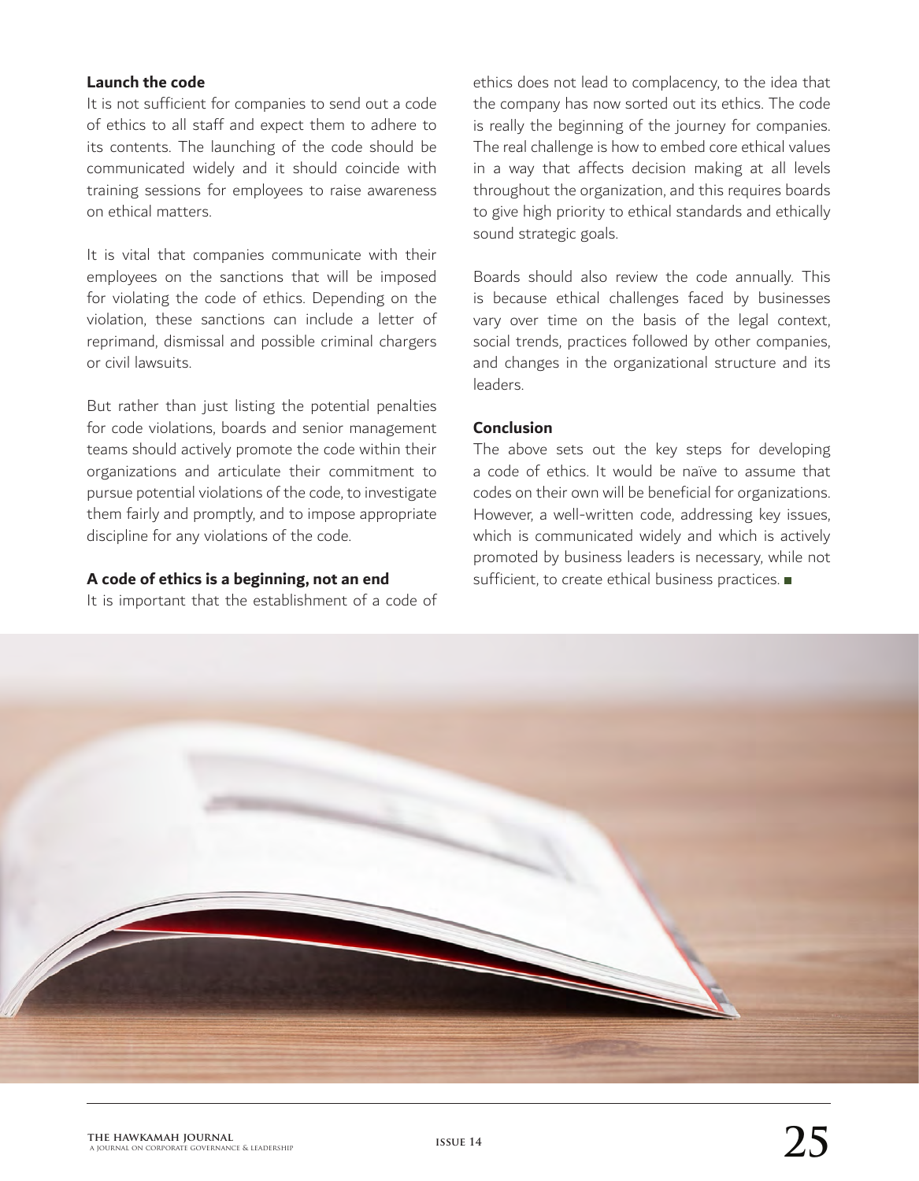### Launch the code

It is not sufficient for companies to send out a code of ethics to all staff and expect them to adhere to its contents. The launching of the code should be communicated widely and it should coincide with training sessions for employees to raise awareness on ethical matters.

It is vital that companies communicate with their employees on the sanctions that will be imposed for violating the code of ethics. Depending on the violation, these sanctions can include a letter of reprimand, dismissal and possible criminal chargers or civil lawsuits.

But rather than just listing the potential penalties for code violations, boards and senior management teams should actively promote the code within their organizations and articulate their commitment to pursue potential violations of the code, to investigate them fairly and promptly, and to impose appropriate discipline for any violations of the code.

### A code of ethics is a beginning, not an end

It is important that the establishment of a code of ethics does not lead to complacency, to the idea that the company has now sorted out its ethics. The code is really the beginning of the journey for companies. The real challenge is how to embed core ethical values in a way that affects decision making at all levels throughout the organization, and this requires boards to give high priority to ethical standards and ethically sound strategic goals.

Boards should also review the code annually. This is because ethical challenges faced by businesses vary over time on the basis of the legal context, social trends, practices followed by other companies, and changes in the organizational structure and its leaders.

### Conclusion

The above sets out the key steps for developing a code of ethics. It would be naïve to assume that codes on their own will be beneficial for organizations. However, a well-written code, addressing key issues, which is communicated widely and which is actively promoted by business leaders is necessary, while not sufficient, to create ethical business practices. ■